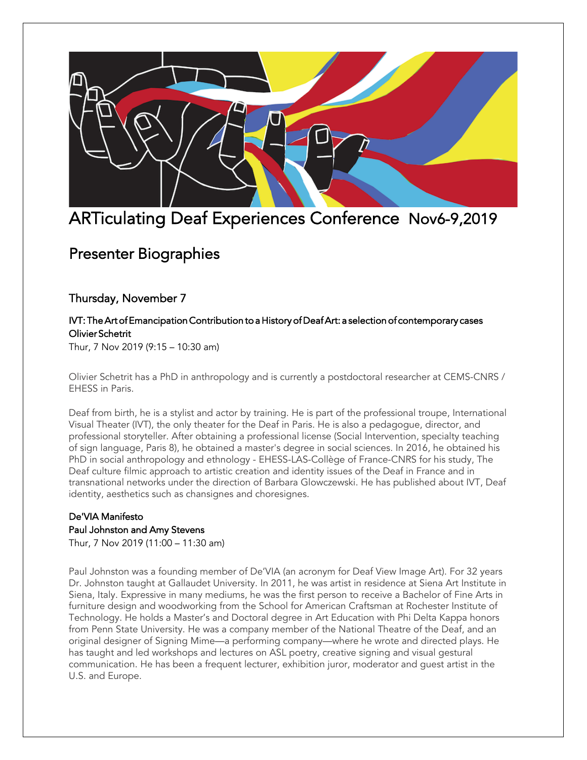# ARTiculating Deaf Experiences Conference Nov6-9,2019

## Presenter Biographies

### Thursday, November 7

**IVT: The Art of Emancipation Contribution to a History of Deaf Art: a selection of contemporary cases**
**Olivier Schetrit**
Thur, 7 Nov 2019 (9:15 – 10:30 am)

Olivier Schetrit has a PhD in anthropology and is currently a postdoctoral researcher at CEMS-CNRS / EHESS in Paris.

Deaf from birth, he is a stylist and actor by training. He is part of the professional troupe, International Visual Theater (IVT), the only theater for the Deaf in Paris. He is also a pedagogue, director, and professional storyteller. After obtaining a professional license (Social Intervention, specialty teaching of sign language, Paris 8), he obtained a master's degree in social sciences. In 2016, he obtained his PhD in social anthropology and ethnology - EHESS-LAS-Collège of France-CNRS for his study, The Deaf culture filmic approach to artistic creation and identity issues of the Deaf in France and in transnational networks under the direction of Barbara Glowczewski. He has published about IVT, Deaf identity, aesthetics such as chansignes and choresignes.

**De'VIA Manifesto**
**Paul Johnston and Amy Stevens**
Thur, 7 Nov 2019 (11:00 – 11:30 am)

Paul Johnston was a founding member of De'VIA (an acronym for Deaf View Image Art). For 32 years Dr. Johnston taught at Gallaudet University. In 2011, he was artist in residence at Siena Art Institute in Siena, Italy. Expressive in many mediums, he was the first person to receive a Bachelor of Fine Arts in furniture design and woodworking from the School for American Craftsman at Rochester Institute of Technology. He holds a Master's and Doctoral degree in Art Education with Phi Delta Kappa honors from Penn State University. He was a company member of the National Theatre of the Deaf, and an original designer of Signing Mime—a performing company—where he wrote and directed plays. He has taught and led workshops and lectures on ASL poetry, creative signing and visual gestural communication. He has been a frequent lecturer, exhibition juror, moderator and guest artist in the U.S. and Europe.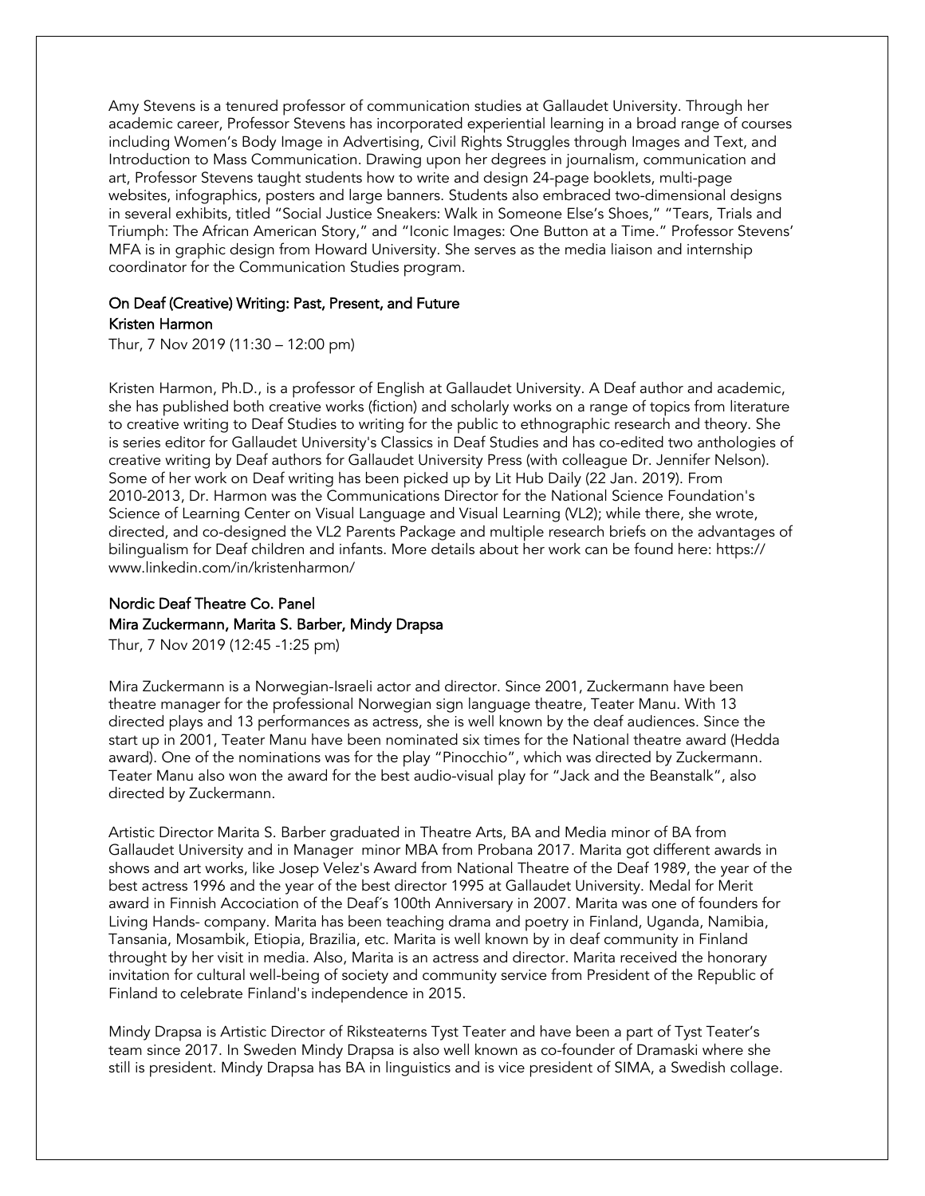Amy Stevens is a tenured professor of communication studies at Gallaudet University. Through her academic career, Professor Stevens has incorporated experiential learning in a broad range of courses including Women's Body Image in Advertising, Civil Rights Struggles through Images and Text, and Introduction to Mass Communication. Drawing upon her degrees in journalism, communication and art, Professor Stevens taught students how to write and design 24-page booklets, multi-page websites, infographics, posters and large banners. Students also embraced two-dimensional designs in several exhibits, titled "Social Justice Sneakers: Walk in Someone Else's Shoes," "Tears, Trials and Triumph: The African American Story," and "Iconic Images: One Button at a Time." Professor Stevens' MFA is in graphic design from Howard University. She serves as the media liaison and internship coordinator for the Communication Studies program.

### On Deaf (Creative) Writing: Past, Present, and Future
### Kristen Harmon

Thur, 7 Nov 2019 (11:30 – 12:00 pm)

Kristen Harmon, Ph.D., is a professor of English at Gallaudet University. A Deaf author and academic, she has published both creative works (fiction) and scholarly works on a range of topics from literature to creative writing to Deaf Studies to writing for the public to ethnographic research and theory. She is series editor for Gallaudet University's Classics in Deaf Studies and has co-edited two anthologies of creative writing by Deaf authors for Gallaudet University Press (with colleague Dr. Jennifer Nelson). Some of her work on Deaf writing has been picked up by Lit Hub Daily (22 Jan. 2019). From 2010-2013, Dr. Harmon was the Communications Director for the National Science Foundation's Science of Learning Center on Visual Language and Visual Learning (VL2); while there, she wrote, directed, and co-designed the VL2 Parents Package and multiple research briefs on the advantages of bilingualism for Deaf children and infants. More details about her work can be found here: https://www.linkedin.com/in/kristenharmon/

### Nordic Deaf Theatre Co. Panel
### Mira Zuckermann, Marita S. Barber, Mindy Drapsa

Thur, 7 Nov 2019 (12:45 -1:25 pm)

Mira Zuckermann is a Norwegian-Israeli actor and director. Since 2001, Zuckermann have been theatre manager for the professional Norwegian sign language theatre, Teater Manu. With 13 directed plays and 13 performances as actress, she is well known by the deaf audiences. Since the start up in 2001, Teater Manu have been nominated six times for the National theatre award (Hedda award). One of the nominations was for the play "Pinocchio", which was directed by Zuckermann. Teater Manu also won the award for the best audio-visual play for "Jack and the Beanstalk", also directed by Zuckermann.

Artistic Director Marita S. Barber graduated in Theatre Arts, BA and Media minor of BA from Gallaudet University and in Manager minor MBA from Probana 2017. Marita got different awards in shows and art works, like Josep Velez's Award from National Theatre of the Deaf 1989, the year of the best actress 1996 and the year of the best director 1995 at Gallaudet University. Medal for Merit award in Finnish Accociation of the Deaf's 100th Anniversary in 2007. Marita was one of founders for Living Hands- company. Marita has been teaching drama and poetry in Finland, Uganda, Namibia, Tansania, Mosambik, Etiopia, Brazilia, etc. Marita is well known by in deaf community in Finland throught by her visit in media. Also, Marita is an actress and director. Marita received the honorary invitation for cultural well-being of society and community service from President of the Republic of Finland to celebrate Finland's independence in 2015.

Mindy Drapsa is Artistic Director of Riksteaterns Tyst Teater and have been a part of Tyst Teater's team since 2017. In Sweden Mindy Drapsa is also well known as co-founder of Dramaski where she still is president. Mindy Drapsa has BA in linguistics and is vice president of SIMA, a Swedish collage.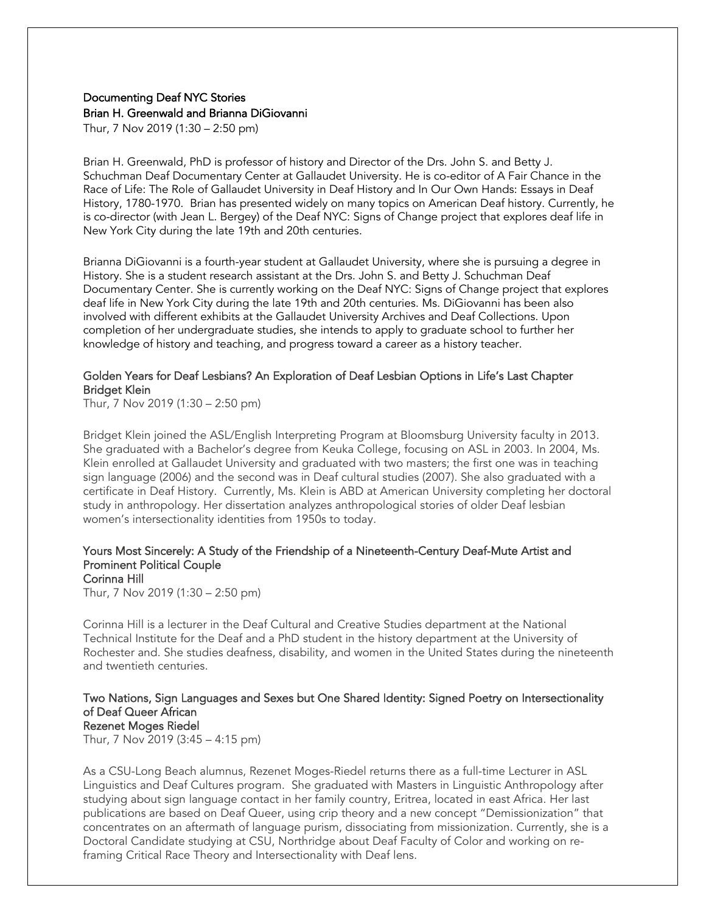### Documenting Deaf NYC Stories
**Brian H. Greenwald and Brianna DiGiovanni**
Thur, 7 Nov 2019 (1:30 – 2:50 pm)

Brian H. Greenwald, PhD is professor of history and Director of the Drs. John S. and Betty J. Schuchman Deaf Documentary Center at Gallaudet University. He is co-editor of A Fair Chance in the Race of Life: The Role of Gallaudet University in Deaf History and In Our Own Hands: Essays in Deaf History, 1780-1970. Brian has presented widely on many topics on American Deaf history. Currently, he is co-director (with Jean L. Bergey) of the Deaf NYC: Signs of Change project that explores deaf life in New York City during the late 19th and 20th centuries.

Brianna DiGiovanni is a fourth-year student at Gallaudet University, where she is pursuing a degree in History. She is a student research assistant at the Drs. John S. and Betty J. Schuchman Deaf Documentary Center. She is currently working on the Deaf NYC: Signs of Change project that explores deaf life in New York City during the late 19th and 20th centuries. Ms. DiGiovanni has been also involved with different exhibits at the Gallaudet University Archives and Deaf Collections. Upon completion of her undergraduate studies, she intends to apply to graduate school to further her knowledge of history and teaching, and progress toward a career as a history teacher.

### Golden Years for Deaf Lesbians? An Exploration of Deaf Lesbian Options in Life's Last Chapter
**Bridget Klein**
Thur, 7 Nov 2019 (1:30 – 2:50 pm)

Bridget Klein joined the ASL/English Interpreting Program at Bloomsburg University faculty in 2013. She graduated with a Bachelor's degree from Keuka College, focusing on ASL in 2003. In 2004, Ms. Klein enrolled at Gallaudet University and graduated with two masters; the first one was in teaching sign language (2006) and the second was in Deaf cultural studies (2007). She also graduated with a certificate in Deaf History. Currently, Ms. Klein is ABD at American University completing her doctoral study in anthropology. Her dissertation analyzes anthropological stories of older Deaf lesbian women's intersectionality identities from 1950s to today.

### Yours Most Sincerely: A Study of the Friendship of a Nineteenth-Century Deaf-Mute Artist and Prominent Political Couple
**Corinna Hill**
Thur, 7 Nov 2019 (1:30 – 2:50 pm)

Corinna Hill is a lecturer in the Deaf Cultural and Creative Studies department at the National Technical Institute for the Deaf and a PhD student in the history department at the University of Rochester and. She studies deafness, disability, and women in the United States during the nineteenth and twentieth centuries.

### Two Nations, Sign Languages and Sexes but One Shared Identity: Signed Poetry on Intersectionality of Deaf Queer African
**Rezenet Moges Riedel**
Thur, 7 Nov 2019 (3:45 – 4:15 pm)

As a CSU-Long Beach alumnus, Rezenet Moges-Riedel returns there as a full-time Lecturer in ASL Linguistics and Deaf Cultures program. She graduated with Masters in Linguistic Anthropology after studying about sign language contact in her family country, Eritrea, located in east Africa. Her last publications are based on Deaf Queer, using crip theory and a new concept "Demissionization" that concentrates on an aftermath of language purism, dissociating from missionization. Currently, she is a Doctoral Candidate studying at CSU, Northridge about Deaf Faculty of Color and working on re-framing Critical Race Theory and Intersectionality with Deaf lens.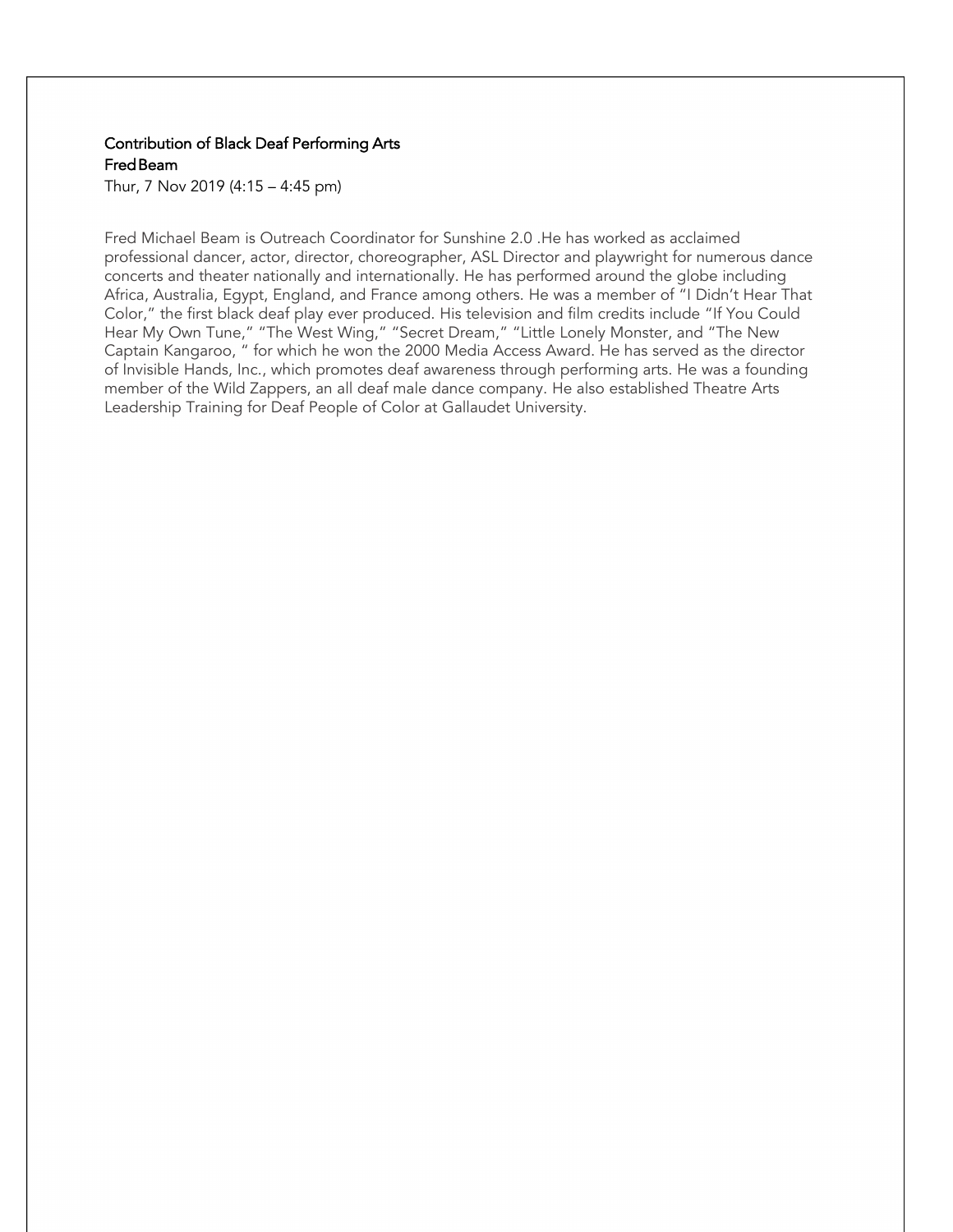**Contribution of Black Deaf Performing Arts**
**Fred Beam**
Thur, 7 Nov 2019 (4:15 – 4:45 pm)

Fred Michael Beam is Outreach Coordinator for Sunshine 2.0 .He has worked as acclaimed professional dancer, actor, director, choreographer, ASL Director and playwright for numerous dance concerts and theater nationally and internationally. He has performed around the globe including Africa, Australia, Egypt, England, and France among others. He was a member of "I Didn't Hear That Color," the first black deaf play ever produced. His television and film credits include "If You Could Hear My Own Tune," "The West Wing," "Secret Dream," "Little Lonely Monster, and "The New Captain Kangaroo, " for which he won the 2000 Media Access Award. He has served as the director of Invisible Hands, Inc., which promotes deaf awareness through performing arts. He was a founding member of the Wild Zappers, an all deaf male dance company. He also established Theatre Arts Leadership Training for Deaf People of Color at Gallaudet University.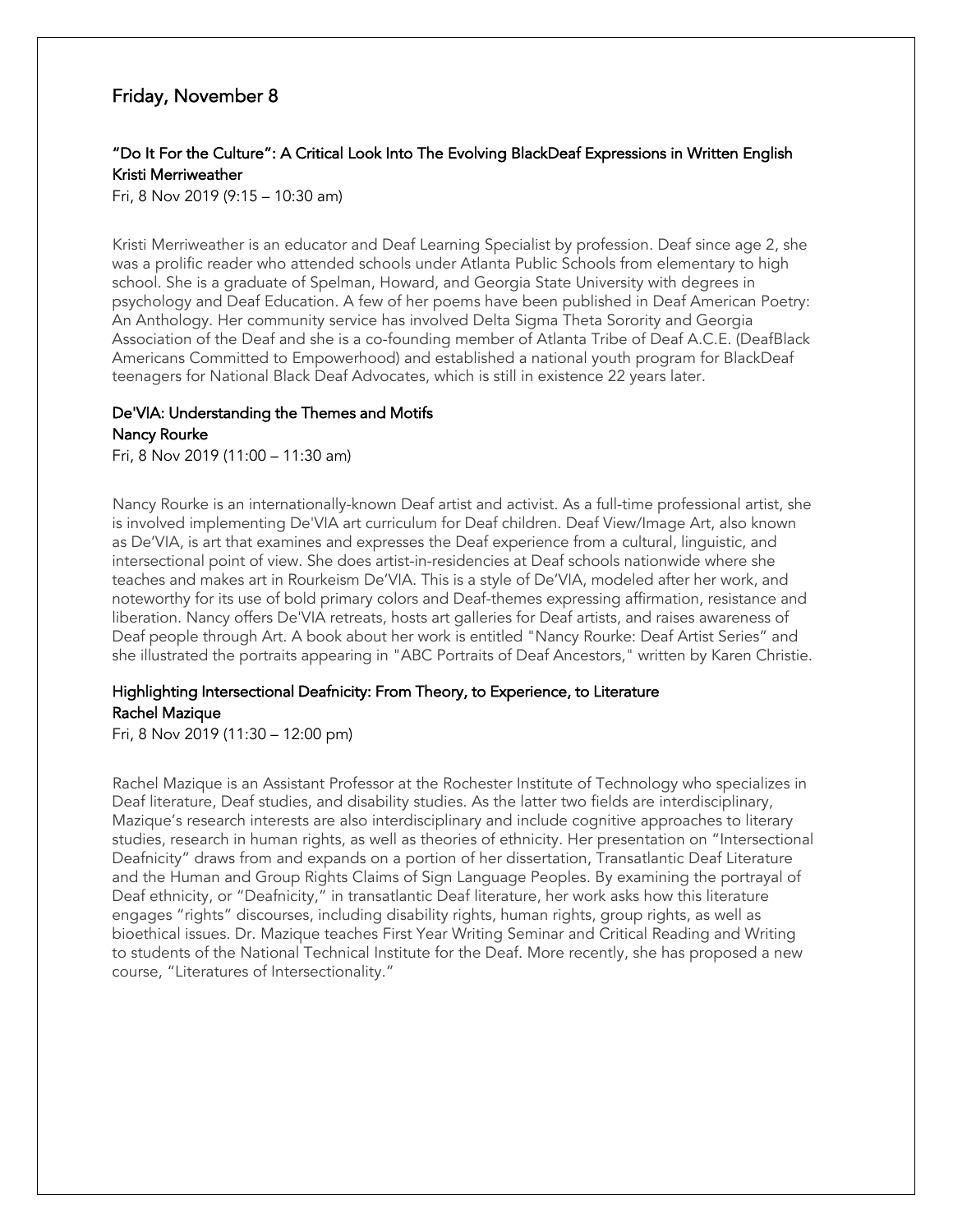## Friday, November 8

### "Do It For the Culture": A Critical Look Into The Evolving BlackDeaf Expressions in Written English
### Kristi Merriweather

Fri, 8 Nov 2019 (9:15 – 10:30 am)

Kristi Merriweather is an educator and Deaf Learning Specialist by profession. Deaf since age 2, she was a prolific reader who attended schools under Atlanta Public Schools from elementary to high school. She is a graduate of Spelman, Howard, and Georgia State University with degrees in psychology and Deaf Education. A few of her poems have been published in Deaf American Poetry: An Anthology. Her community service has involved Delta Sigma Theta Sorority and Georgia Association of the Deaf and she is a co-founding member of Atlanta Tribe of Deaf A.C.E. (DeafBlack Americans Committed to Empowerhood) and established a national youth program for BlackDeaf teenagers for National Black Deaf Advocates, which is still in existence 22 years later.

### De'VIA: Understanding the Themes and Motifs
### Nancy Rourke

Fri, 8 Nov 2019 (11:00 – 11:30 am)

Nancy Rourke is an internationally-known Deaf artist and activist. As a full-time professional artist, she is involved implementing De'VIA art curriculum for Deaf children. Deaf View/Image Art, also known as De'VIA, is art that examines and expresses the Deaf experience from a cultural, linguistic, and intersectional point of view. She does artist-in-residencies at Deaf schools nationwide where she teaches and makes art in Rourkeism De'VIA. This is a style of De'VIA, modeled after her work, and noteworthy for its use of bold primary colors and Deaf-themes expressing affirmation, resistance and liberation. Nancy offers De'VIA retreats, hosts art galleries for Deaf artists, and raises awareness of Deaf people through Art. A book about her work is entitled "Nancy Rourke: Deaf Artist Series" and she illustrated the portraits appearing in "ABC Portraits of Deaf Ancestors," written by Karen Christie.

### Highlighting Intersectional Deafnicity: From Theory, to Experience, to Literature
### Rachel Mazique

Fri, 8 Nov 2019 (11:30 – 12:00 pm)

Rachel Mazique is an Assistant Professor at the Rochester Institute of Technology who specializes in Deaf literature, Deaf studies, and disability studies. As the latter two fields are interdisciplinary, Mazique's research interests are also interdisciplinary and include cognitive approaches to literary studies, research in human rights, as well as theories of ethnicity. Her presentation on "Intersectional Deafnicity" draws from and expands on a portion of her dissertation, Transatlantic Deaf Literature and the Human and Group Rights Claims of Sign Language Peoples. By examining the portrayal of Deaf ethnicity, or "Deafnicity," in transatlantic Deaf literature, her work asks how this literature engages "rights" discourses, including disability rights, human rights, group rights, as well as bioethical issues. Dr. Mazique teaches First Year Writing Seminar and Critical Reading and Writing to students of the National Technical Institute for the Deaf. More recently, she has proposed a new course, "Literatures of Intersectionality."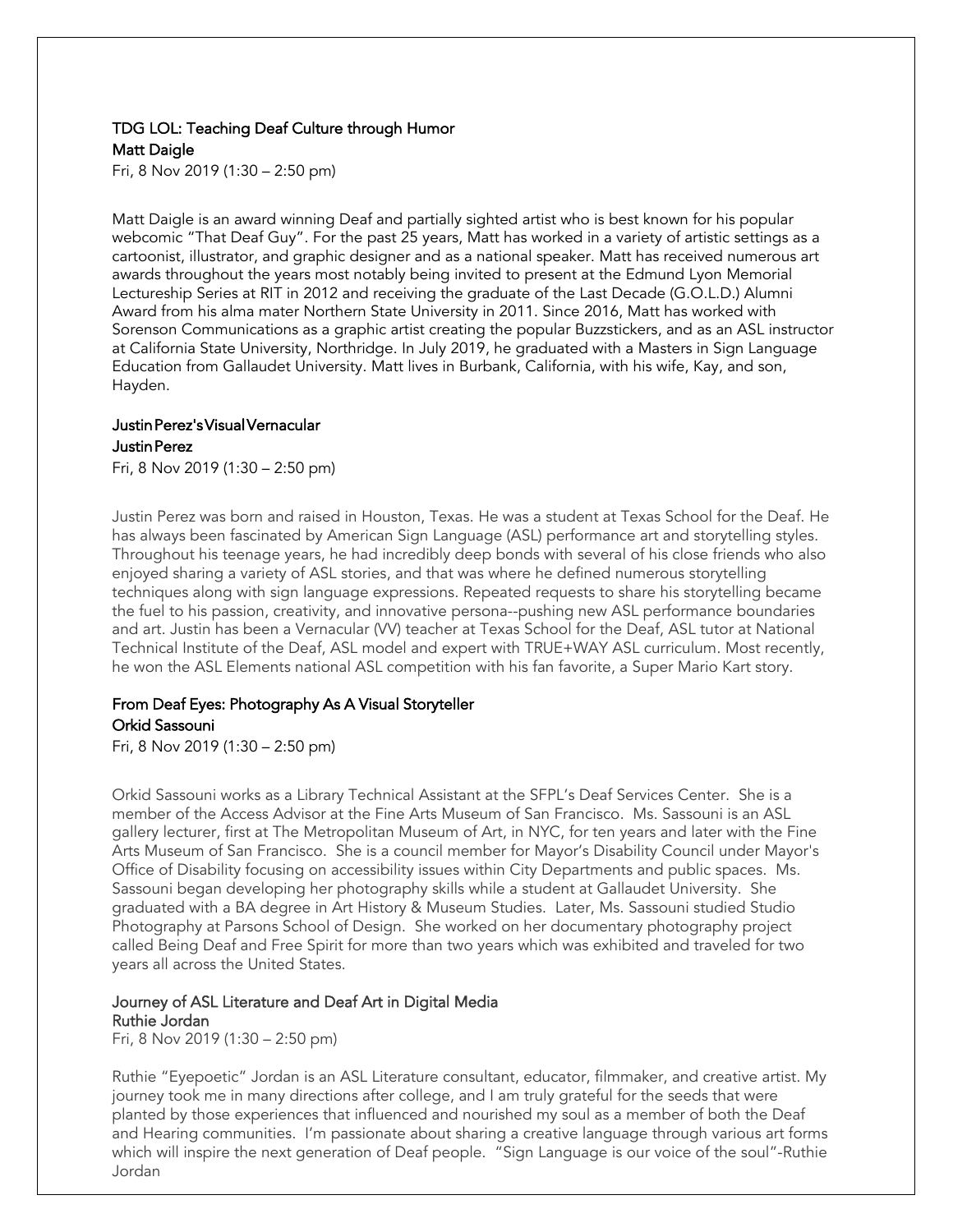### TDG LOL: Teaching Deaf Culture through Humor

**Matt Daigle**

Fri, 8 Nov 2019 (1:30 – 2:50 pm)

Matt Daigle is an award winning Deaf and partially sighted artist who is best known for his popular webcomic "That Deaf Guy". For the past 25 years, Matt has worked in a variety of artistic settings as a cartoonist, illustrator, and graphic designer and as a national speaker. Matt has received numerous art awards throughout the years most notably being invited to present at the Edmund Lyon Memorial Lectureship Series at RIT in 2012 and receiving the graduate of the Last Decade (G.O.L.D.) Alumni Award from his alma mater Northern State University in 2011. Since 2016, Matt has worked with Sorenson Communications as a graphic artist creating the popular Buzzstickers, and as an ASL instructor at California State University, Northridge. In July 2019, he graduated with a Masters in Sign Language Education from Gallaudet University. Matt lives in Burbank, California, with his wife, Kay, and son, Hayden.

### Justin Perez's Visual Vernacular

**Justin Perez**

Fri, 8 Nov 2019 (1:30 – 2:50 pm)

Justin Perez was born and raised in Houston, Texas. He was a student at Texas School for the Deaf. He has always been fascinated by American Sign Language (ASL) performance art and storytelling styles. Throughout his teenage years, he had incredibly deep bonds with several of his close friends who also enjoyed sharing a variety of ASL stories, and that was where he defined numerous storytelling techniques along with sign language expressions. Repeated requests to share his storytelling became the fuel to his passion, creativity, and innovative persona--pushing new ASL performance boundaries and art. Justin has been a Vernacular (VV) teacher at Texas School for the Deaf, ASL tutor at National Technical Institute of the Deaf, ASL model and expert with TRUE+WAY ASL curriculum. Most recently, he won the ASL Elements national ASL competition with his fan favorite, a Super Mario Kart story.

### From Deaf Eyes: Photography As A Visual Storyteller

**Orkid Sassouni**

Fri, 8 Nov 2019 (1:30 – 2:50 pm)

Orkid Sassouni works as a Library Technical Assistant at the SFPL's Deaf Services Center. She is a member of the Access Advisor at the Fine Arts Museum of San Francisco. Ms. Sassouni is an ASL gallery lecturer, first at The Metropolitan Museum of Art, in NYC, for ten years and later with the Fine Arts Museum of San Francisco. She is a council member for Mayor's Disability Council under Mayor's Office of Disability focusing on accessibility issues within City Departments and public spaces. Ms. Sassouni began developing her photography skills while a student at Gallaudet University. She graduated with a BA degree in Art History & Museum Studies. Later, Ms. Sassouni studied Studio Photography at Parsons School of Design. She worked on her documentary photography project called Being Deaf and Free Spirit for more than two years which was exhibited and traveled for two years all across the United States.

### Journey of ASL Literature and Deaf Art in Digital Media

**Ruthie Jordan**

Fri, 8 Nov 2019 (1:30 – 2:50 pm)

Ruthie "Eyepoetic" Jordan is an ASL Literature consultant, educator, filmmaker, and creative artist. My journey took me in many directions after college, and I am truly grateful for the seeds that were planted by those experiences that influenced and nourished my soul as a member of both the Deaf and Hearing communities. I'm passionate about sharing a creative language through various art forms which will inspire the next generation of Deaf people. "Sign Language is our voice of the soul"-Ruthie Jordan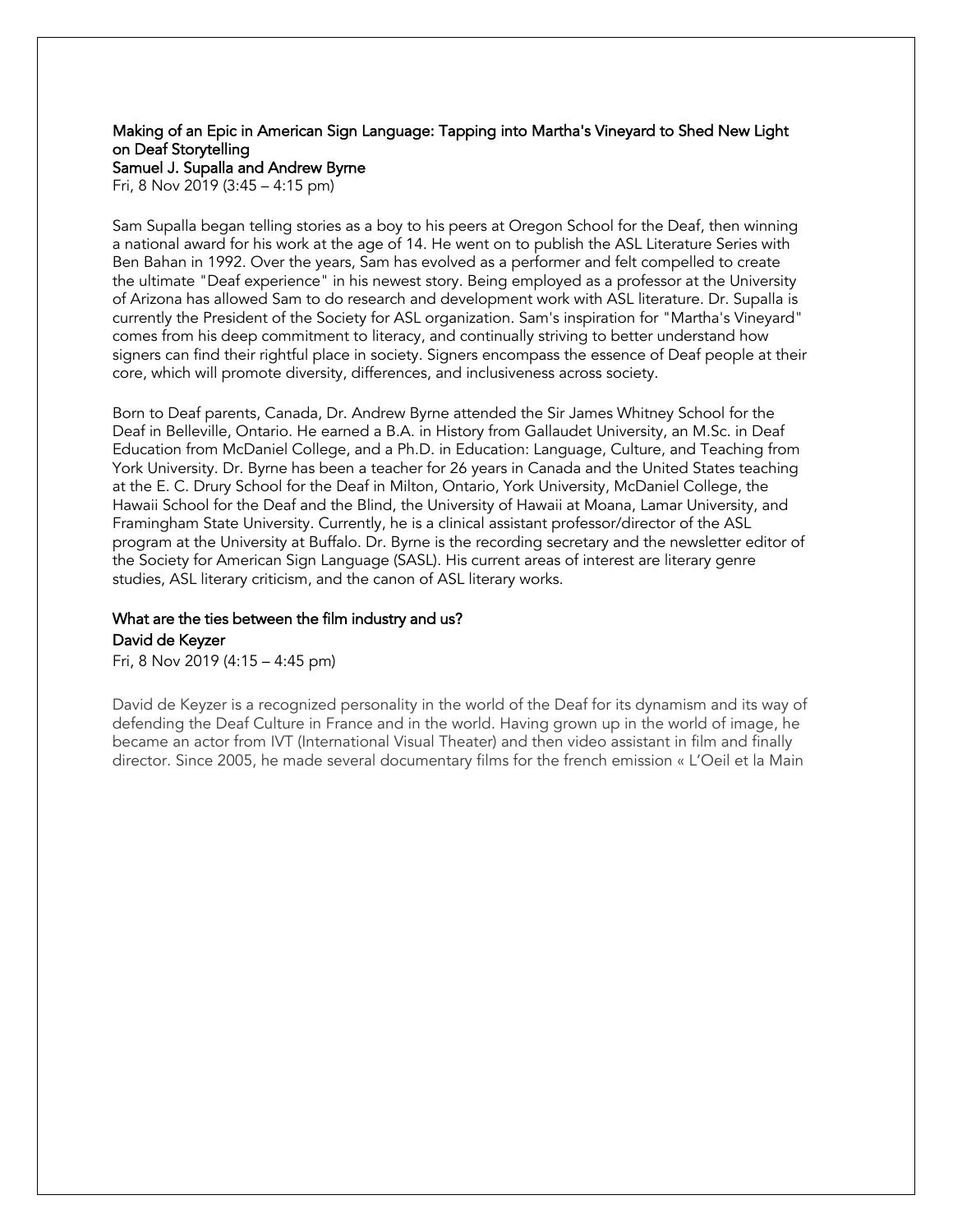### Making of an Epic in American Sign Language: Tapping into Martha's Vineyard to Shed New Light on Deaf Storytelling

**Samuel J. Supalla and Andrew Byrne**

Fri, 8 Nov 2019 (3:45 – 4:15 pm)

Sam Supalla began telling stories as a boy to his peers at Oregon School for the Deaf, then winning a national award for his work at the age of 14. He went on to publish the ASL Literature Series with Ben Bahan in 1992. Over the years, Sam has evolved as a performer and felt compelled to create the ultimate "Deaf experience" in his newest story. Being employed as a professor at the University of Arizona has allowed Sam to do research and development work with ASL literature. Dr. Supalla is currently the President of the Society for ASL organization. Sam's inspiration for "Martha's Vineyard" comes from his deep commitment to literacy, and continually striving to better understand how signers can find their rightful place in society. Signers encompass the essence of Deaf people at their core, which will promote diversity, differences, and inclusiveness across society.

Born to Deaf parents, Canada, Dr. Andrew Byrne attended the Sir James Whitney School for the Deaf in Belleville, Ontario. He earned a B.A. in History from Gallaudet University, an M.Sc. in Deaf Education from McDaniel College, and a Ph.D. in Education: Language, Culture, and Teaching from York University. Dr. Byrne has been a teacher for 26 years in Canada and the United States teaching at the E. C. Drury School for the Deaf in Milton, Ontario, York University, McDaniel College, the Hawaii School for the Deaf and the Blind, the University of Hawaii at Moana, Lamar University, and Framingham State University. Currently, he is a clinical assistant professor/director of the ASL program at the University at Buffalo. Dr. Byrne is the recording secretary and the newsletter editor of the Society for American Sign Language (SASL). His current areas of interest are literary genre studies, ASL literary criticism, and the canon of ASL literary works.

### What are the ties between the film industry and us?

**David de Keyzer**

Fri, 8 Nov 2019 (4:15 – 4:45 pm)

David de Keyzer is a recognized personality in the world of the Deaf for its dynamism and its way of defending the Deaf Culture in France and in the world. Having grown up in the world of image, he became an actor from IVT (International Visual Theater) and then video assistant in film and finally director. Since 2005, he made several documentary films for the french emission « L'Oeil et la Main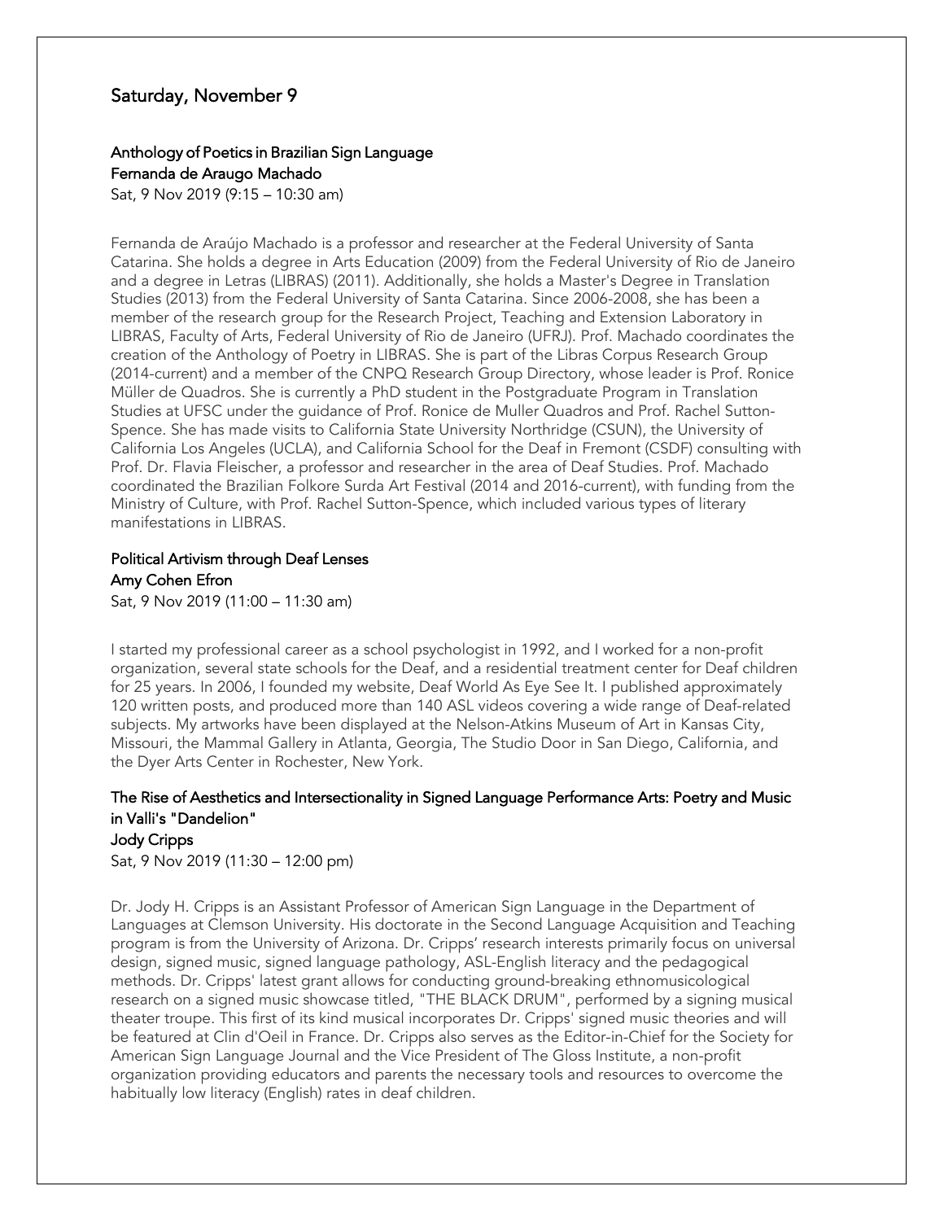## Saturday, November 9

### Anthology of Poetics in Brazilian Sign Language

### Fernanda de Araugo Machado

Sat, 9 Nov 2019 (9:15 – 10:30 am)

Fernanda de Araújo Machado is a professor and researcher at the Federal University of Santa Catarina. She holds a degree in Arts Education (2009) from the Federal University of Rio de Janeiro and a degree in Letras (LIBRAS) (2011). Additionally, she holds a Master's Degree in Translation Studies (2013) from the Federal University of Santa Catarina. Since 2006-2008, she has been a member of the research group for the Research Project, Teaching and Extension Laboratory in LIBRAS, Faculty of Arts, Federal University of Rio de Janeiro (UFRJ). Prof. Machado coordinates the creation of the Anthology of Poetry in LIBRAS. She is part of the Libras Corpus Research Group (2014-current) and a member of the CNPQ Research Group Directory, whose leader is Prof. Ronice Müller de Quadros. She is currently a PhD student in the Postgraduate Program in Translation Studies at UFSC under the guidance of Prof. Ronice de Muller Quadros and Prof. Rachel Sutton-Spence. She has made visits to California State University Northridge (CSUN), the University of California Los Angeles (UCLA), and California School for the Deaf in Fremont (CSDF) consulting with Prof. Dr. Flavia Fleischer, a professor and researcher in the area of Deaf Studies. Prof. Machado coordinated the Brazilian Folkore Surda Art Festival (2014 and 2016-current), with funding from the Ministry of Culture, with Prof. Rachel Sutton-Spence, which included various types of literary manifestations in LIBRAS.

### Political Artivism through Deaf Lenses

### Amy Cohen Efron

Sat, 9 Nov 2019 (11:00 – 11:30 am)

I started my professional career as a school psychologist in 1992, and I worked for a non-profit organization, several state schools for the Deaf, and a residential treatment center for Deaf children for 25 years. In 2006, I founded my website, Deaf World As Eye See It. I published approximately 120 written posts, and produced more than 140 ASL videos covering a wide range of Deaf-related subjects. My artworks have been displayed at the Nelson-Atkins Museum of Art in Kansas City, Missouri, the Mammal Gallery in Atlanta, Georgia, The Studio Door in San Diego, California, and the Dyer Arts Center in Rochester, New York.

### The Rise of Aesthetics and Intersectionality in Signed Language Performance Arts: Poetry and Music in Valli's "Dandelion"

### Jody Cripps

Sat, 9 Nov 2019 (11:30 – 12:00 pm)

Dr. Jody H. Cripps is an Assistant Professor of American Sign Language in the Department of Languages at Clemson University. His doctorate in the Second Language Acquisition and Teaching program is from the University of Arizona. Dr. Cripps' research interests primarily focus on universal design, signed music, signed language pathology, ASL-English literacy and the pedagogical methods. Dr. Cripps' latest grant allows for conducting ground-breaking ethnomusicological research on a signed music showcase titled, "THE BLACK DRUM", performed by a signing musical theater troupe. This first of its kind musical incorporates Dr. Cripps' signed music theories and will be featured at Clin d'Oeil in France. Dr. Cripps also serves as the Editor-in-Chief for the Society for American Sign Language Journal and the Vice President of The Gloss Institute, a non-profit organization providing educators and parents the necessary tools and resources to overcome the habitually low literacy (English) rates in deaf children.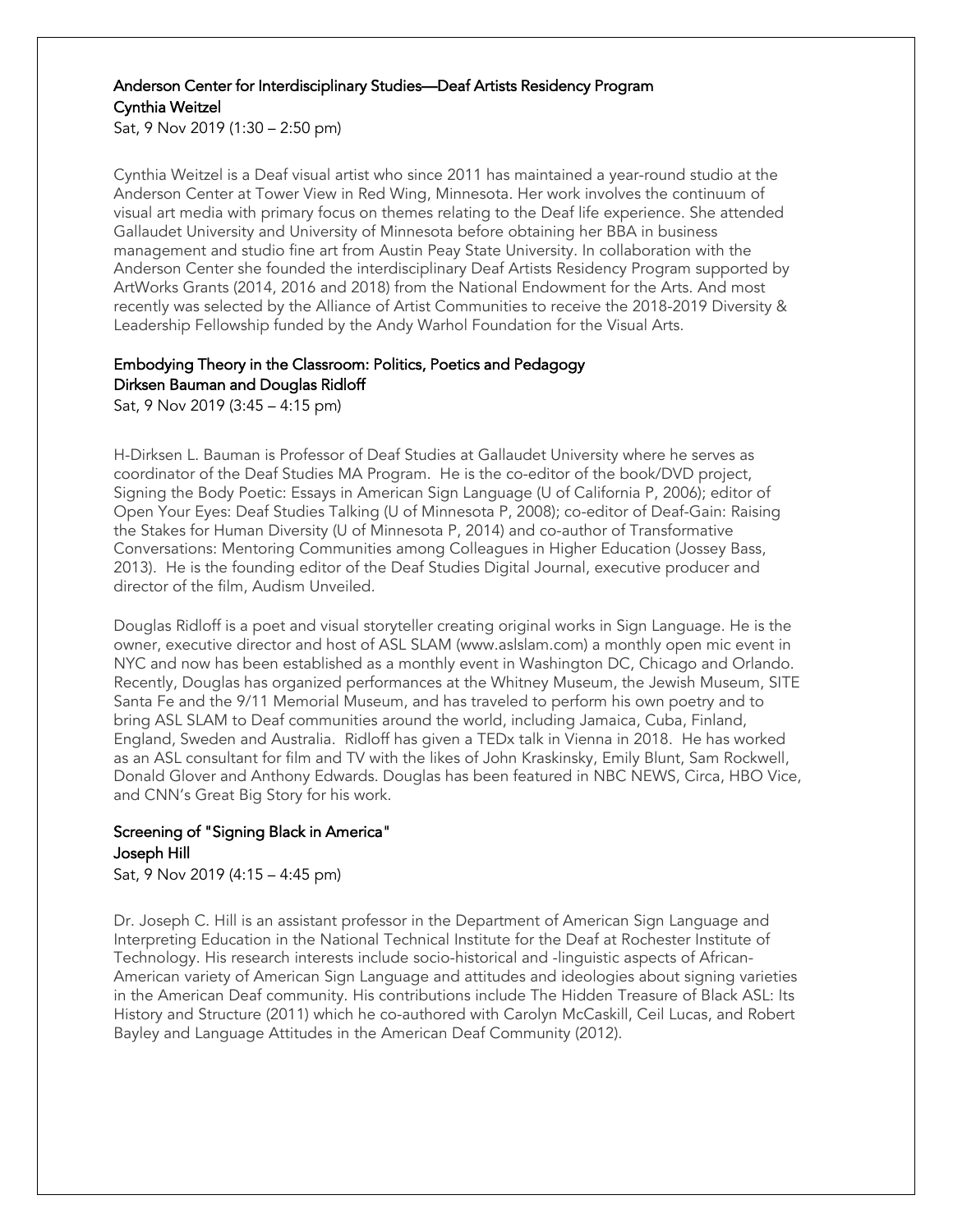### Anderson Center for Interdisciplinary Studies—Deaf Artists Residency Program
### Cynthia Weitzel

Sat, 9 Nov 2019 (1:30 – 2:50 pm)

Cynthia Weitzel is a Deaf visual artist who since 2011 has maintained a year-round studio at the Anderson Center at Tower View in Red Wing, Minnesota. Her work involves the continuum of visual art media with primary focus on themes relating to the Deaf life experience. She attended Gallaudet University and University of Minnesota before obtaining her BBA in business management and studio fine art from Austin Peay State University. In collaboration with the Anderson Center she founded the interdisciplinary Deaf Artists Residency Program supported by ArtWorks Grants (2014, 2016 and 2018) from the National Endowment for the Arts. And most recently was selected by the Alliance of Artist Communities to receive the 2018-2019 Diversity & Leadership Fellowship funded by the Andy Warhol Foundation for the Visual Arts.

### Embodying Theory in the Classroom: Politics, Poetics and Pedagogy
### Dirksen Bauman and Douglas Ridloff

Sat, 9 Nov 2019 (3:45 – 4:15 pm)

H-Dirksen L. Bauman is Professor of Deaf Studies at Gallaudet University where he serves as coordinator of the Deaf Studies MA Program. He is the co-editor of the book/DVD project, Signing the Body Poetic: Essays in American Sign Language (U of California P, 2006); editor of Open Your Eyes: Deaf Studies Talking (U of Minnesota P, 2008); co-editor of Deaf-Gain: Raising the Stakes for Human Diversity (U of Minnesota P, 2014) and co-author of Transformative Conversations: Mentoring Communities among Colleagues in Higher Education (Jossey Bass, 2013). He is the founding editor of the Deaf Studies Digital Journal, executive producer and director of the film, Audism Unveiled.

Douglas Ridloff is a poet and visual storyteller creating original works in Sign Language. He is the owner, executive director and host of ASL SLAM (www.aslslam.com) a monthly open mic event in NYC and now has been established as a monthly event in Washington DC, Chicago and Orlando. Recently, Douglas has organized performances at the Whitney Museum, the Jewish Museum, SITE Santa Fe and the 9/11 Memorial Museum, and has traveled to perform his own poetry and to bring ASL SLAM to Deaf communities around the world, including Jamaica, Cuba, Finland, England, Sweden and Australia. Ridloff has given a TEDx talk in Vienna in 2018. He has worked as an ASL consultant for film and TV with the likes of John Kraskinsky, Emily Blunt, Sam Rockwell, Donald Glover and Anthony Edwards. Douglas has been featured in NBC NEWS, Circa, HBO Vice, and CNN's Great Big Story for his work.

### Screening of "Signing Black in America"
### Joseph Hill

Sat, 9 Nov 2019 (4:15 – 4:45 pm)

Dr. Joseph C. Hill is an assistant professor in the Department of American Sign Language and Interpreting Education in the National Technical Institute for the Deaf at Rochester Institute of Technology. His research interests include socio-historical and -linguistic aspects of African-American variety of American Sign Language and attitudes and ideologies about signing varieties in the American Deaf community. His contributions include The Hidden Treasure of Black ASL: Its History and Structure (2011) which he co-authored with Carolyn McCaskill, Ceil Lucas, and Robert Bayley and Language Attitudes in the American Deaf Community (2012).